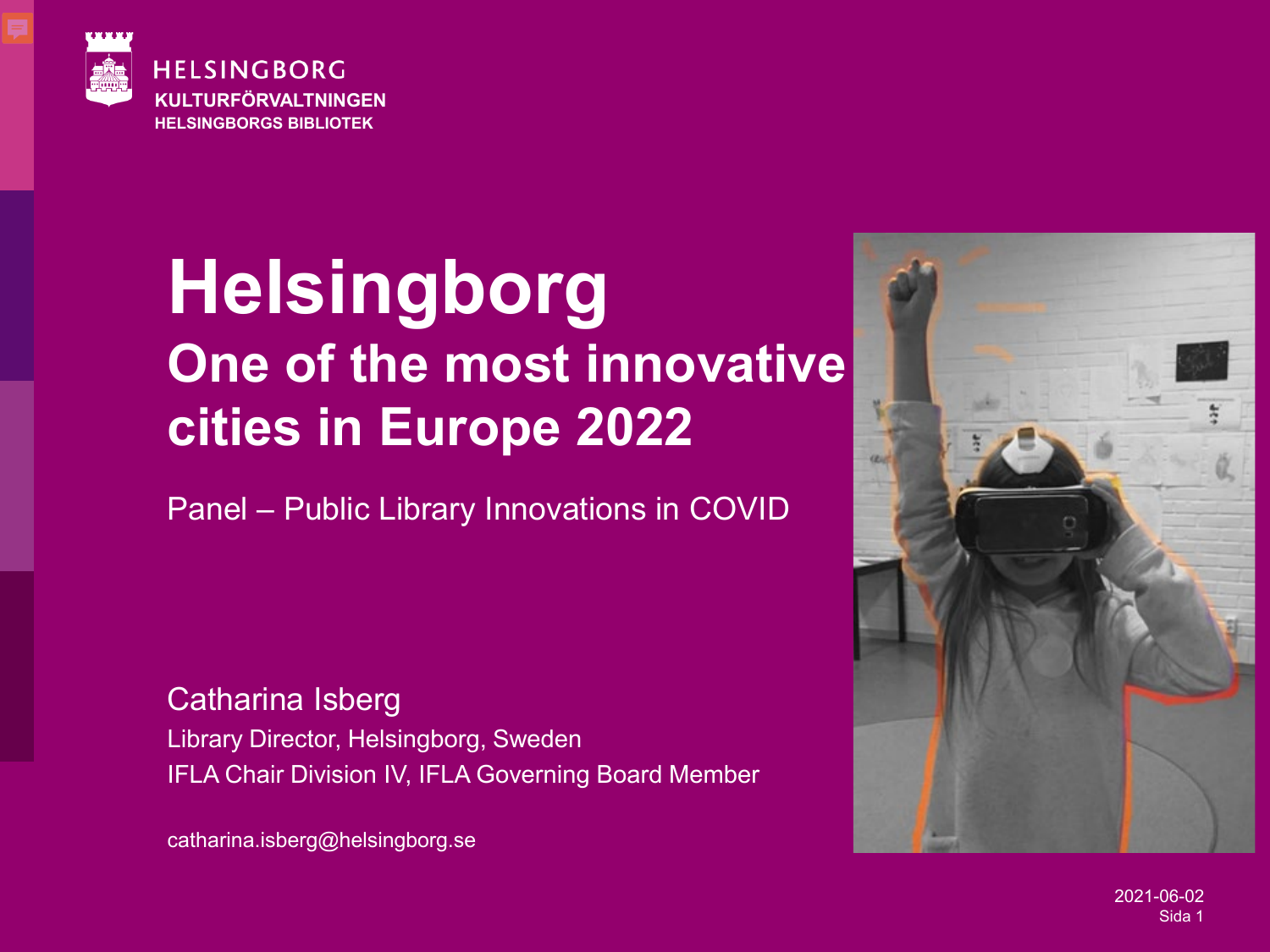HELSINGBORG
KULTURFÖRVALTNINGEN
HELSINGBORGS BIBLIOTEK

# Helsingborg

## One of the most innovative cities in Europe 2022

Panel – Public Library Innovations in COVID

Catharina Isberg

Library Director, Helsingborg, Sweden

IFLA Chair Division IV, IFLA Governing Board Member

catharina.isberg@helsingborg.se

2021-06-02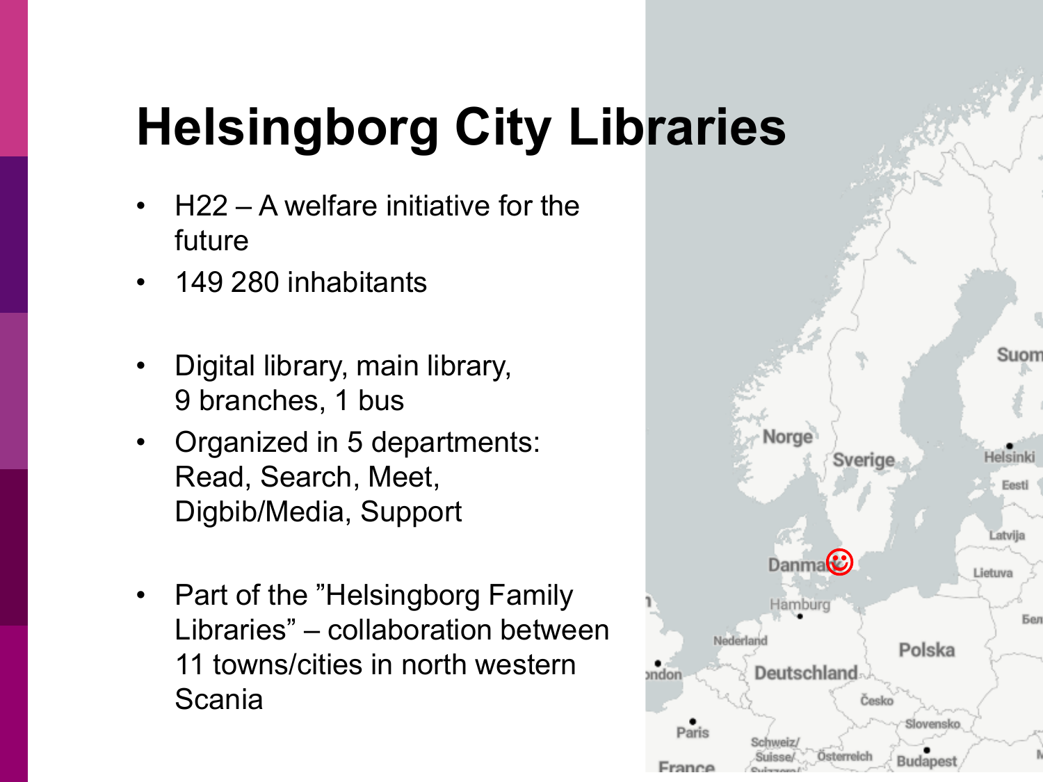# Helsingborg City Libraries

- H22 – A welfare initiative for the future
- 149 280 inhabitants

- Digital library, main library, 9 branches, 1 bus
- Organized in 5 departments: Read, Search, Meet, Digbib/Media, Support

- Part of the ”Helsingborg Family Libraries” – collaboration between 11 towns/cities in north western Scania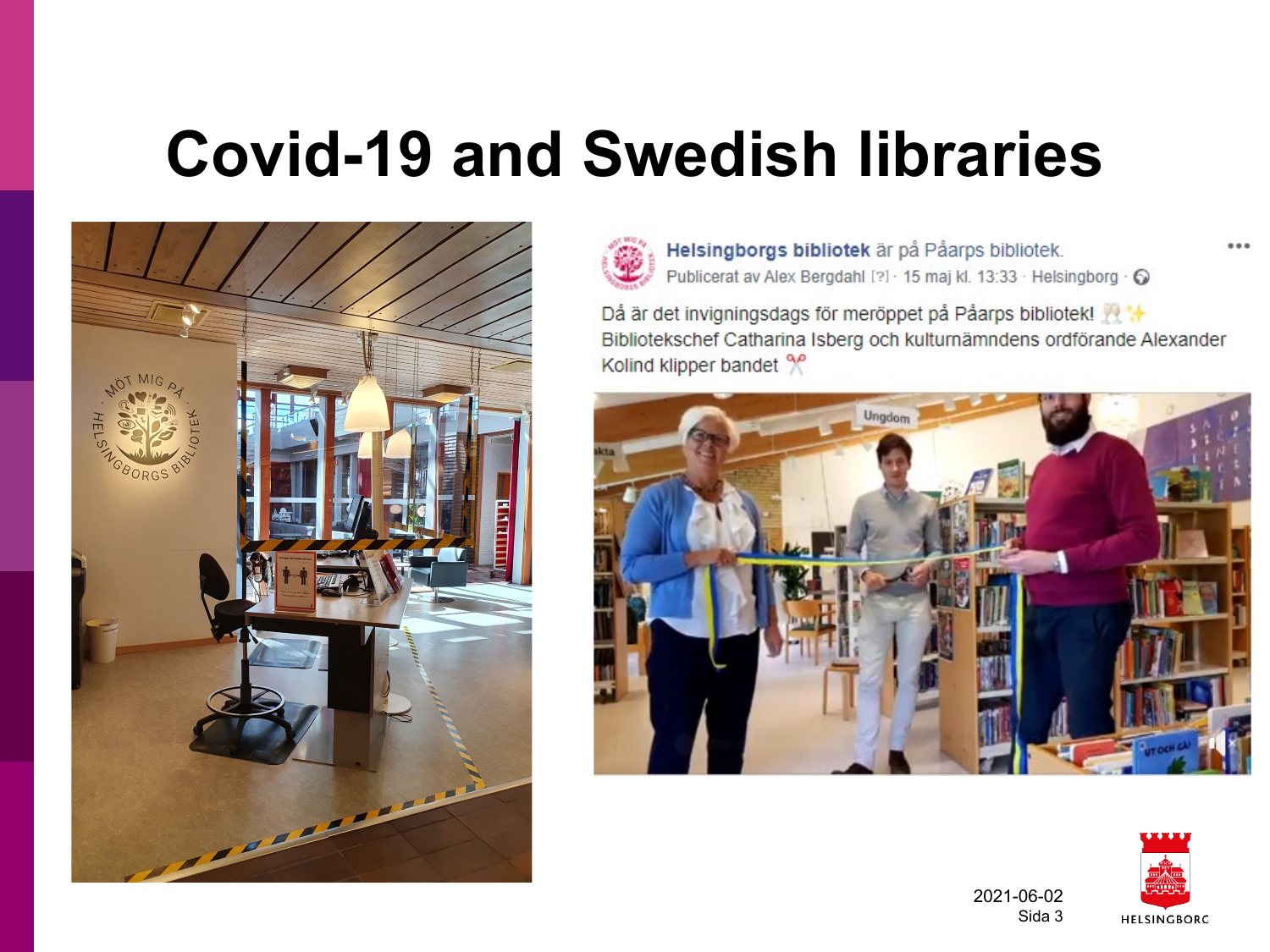# Covid-19 and Swedish libraries

**Helsingborgs bibliotek** är på Påarps bibliotek.

Publicerat av Alex Bergdahl [?] · 15 maj kl. 13:33 · Helsingborg

Då är det invigningsdags för meröppet på Påarps bibliotek! 🥂✨ Bibliotekschef Catharina Isberg och kulturnämndens ordförande Alexander Kolind klipper bandet ✂️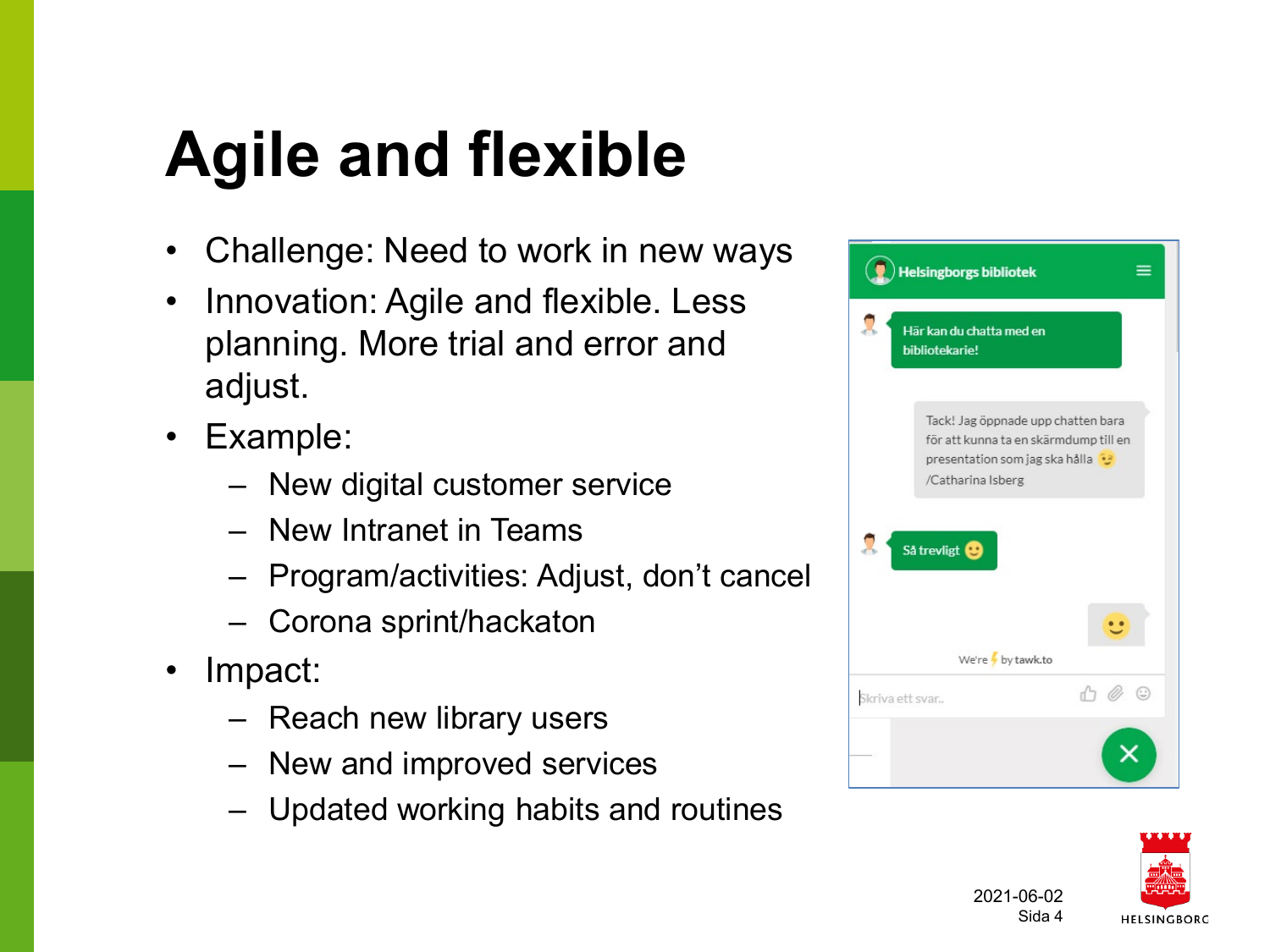# Agile and flexible

- Challenge: Need to work in new ways
- Innovation: Agile and flexible. Less planning. More trial and error and adjust.
- Example:
  - New digital customer service
  - New Intranet in Teams
  - Program/activities: Adjust, don't cancel
  - Corona sprint/hackaton
- Impact:
  - Reach new library users
  - New and improved services
  - Updated working habits and routines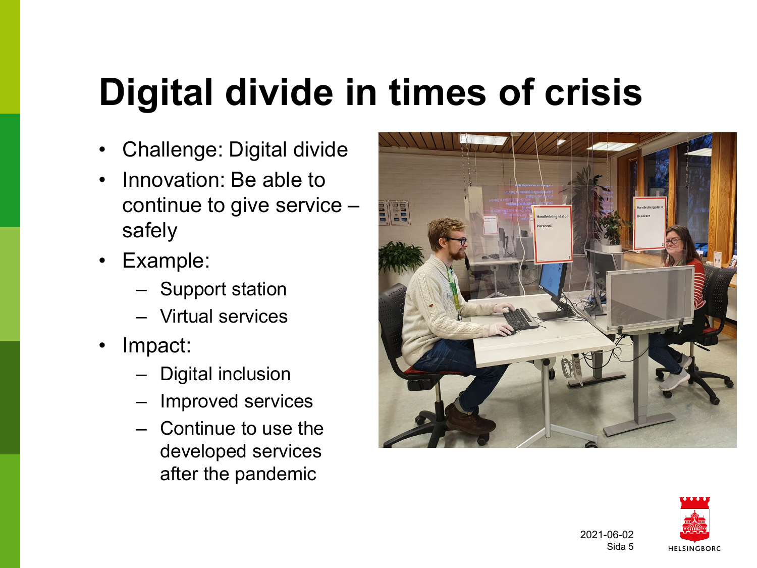# Digital divide in times of crisis

- Challenge: Digital divide
- Innovation: Be able to continue to give service – safely
- Example:
  - Support station
  - Virtual services
- Impact:
  - Digital inclusion
  - Improved services
  - Continue to use the developed services after the pandemic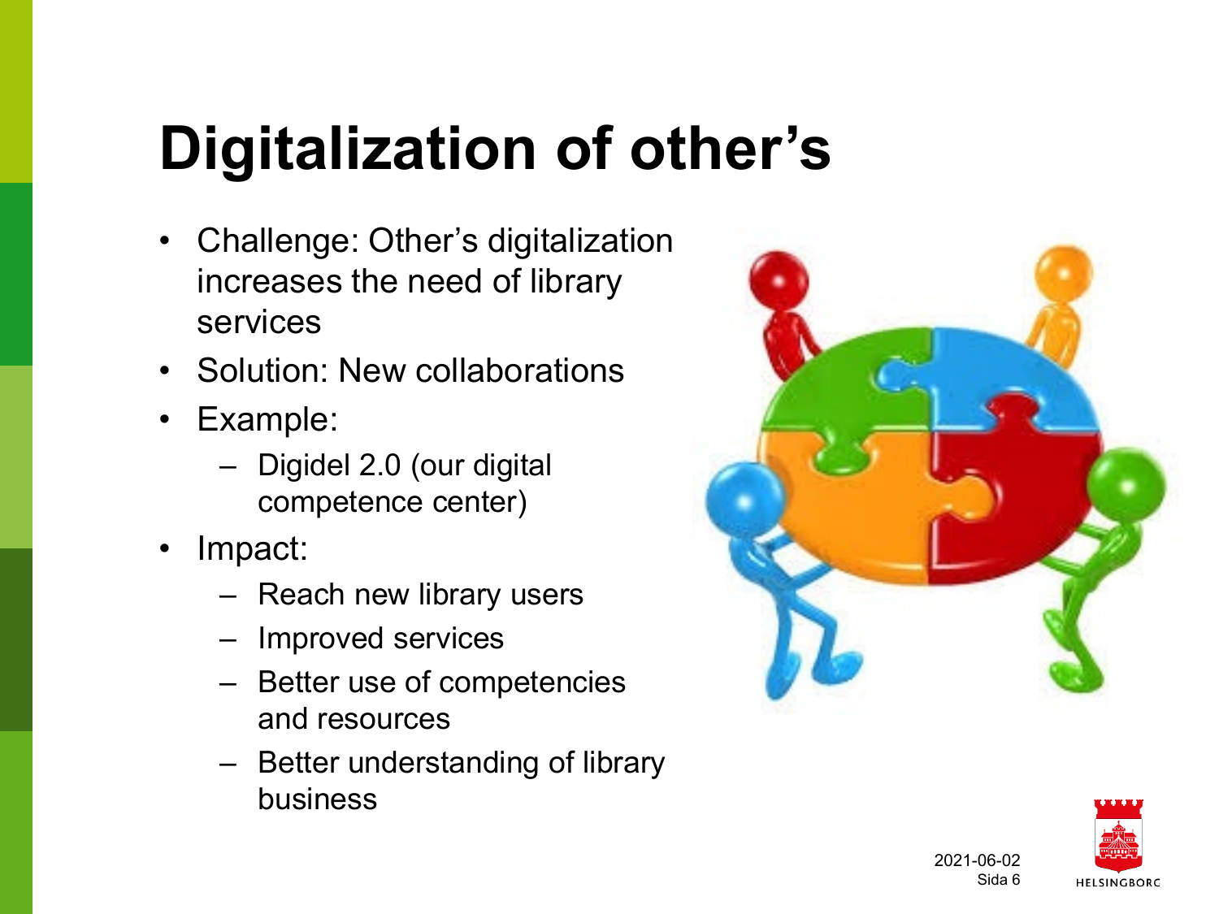# Digitalization of other's

- Challenge: Other's digitalization increases the need of library services
- Solution: New collaborations
- Example:
  - Digidel 2.0 (our digital competence center)
- Impact:
  - Reach new library users
  - Improved services
  - Better use of competencies and resources
  - Better understanding of library business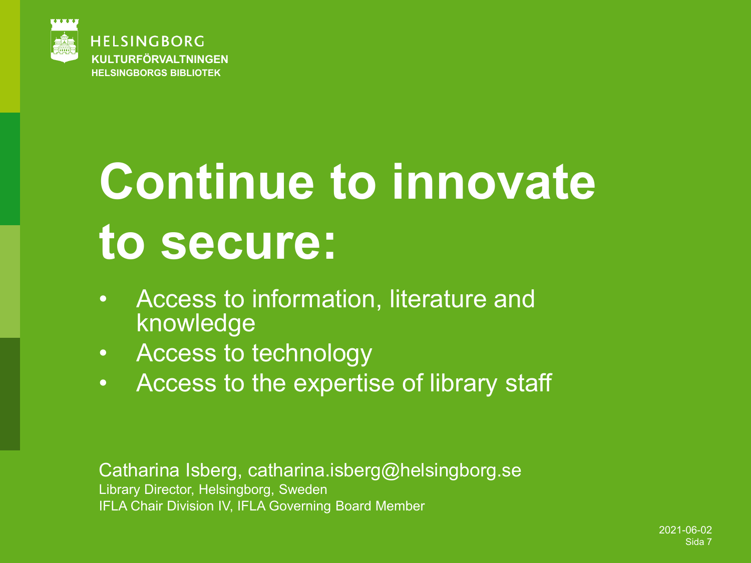HELSINGBORG
KULTURFÖRVALTNINGEN
HELSINGBORGS BIBLIOTEK

# Continue to innovate to secure:

- Access to information, literature and knowledge
- Access to technology
- Access to the expertise of library staff

Catharina Isberg, catharina.isberg@helsingborg.se
Library Director, Helsingborg, Sweden
IFLA Chair Division IV, IFLA Governing Board Member

2021-06-02